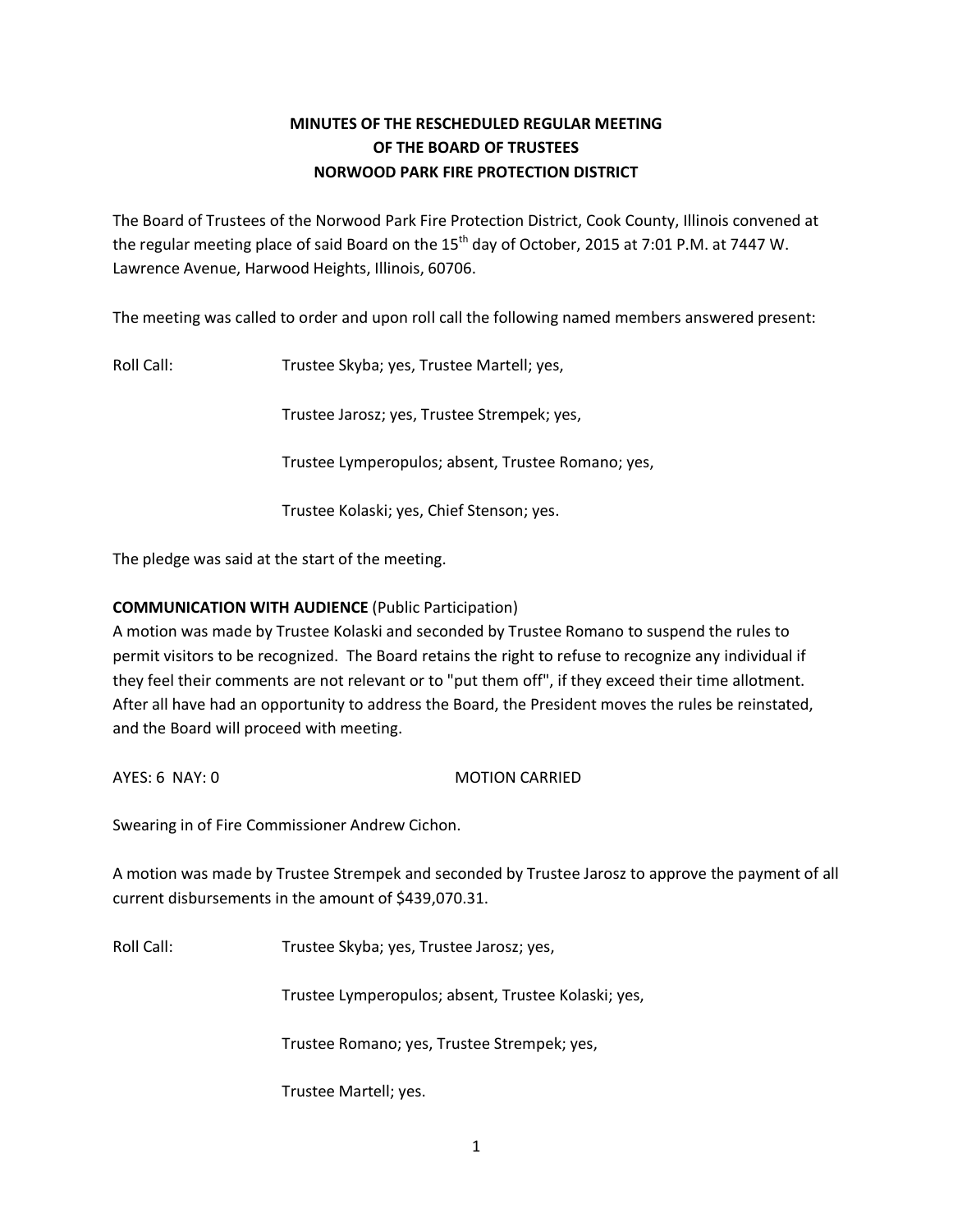# MINUTES OF THE RESCHEDULED REGULAR MEETING
# OF THE BOARD OF TRUSTEES
# NORWOOD PARK FIRE PROTECTION DISTRICT

The Board of Trustees of the Norwood Park Fire Protection District, Cook County, Illinois convened at the regular meeting place of said Board on the 15th day of October, 2015 at 7:01 P.M. at 7447 W. Lawrence Avenue, Harwood Heights, Illinois, 60706.

The meeting was called to order and upon roll call the following named members answered present:

Roll Call: Trustee Skyba; yes, Trustee Martell; yes,

Trustee Jarosz; yes, Trustee Strempek; yes,

Trustee Lymperopulos; absent, Trustee Romano; yes,

Trustee Kolaski; yes, Chief Stenson; yes.

The pledge was said at the start of the meeting.

**COMMUNICATION WITH AUDIENCE** (Public Participation)
A motion was made by Trustee Kolaski and seconded by Trustee Romano to suspend the rules to permit visitors to be recognized. The Board retains the right to refuse to recognize any individual if they feel their comments are not relevant or to "put them off", if they exceed their time allotment. After all have had an opportunity to address the Board, the President moves the rules be reinstated, and the Board will proceed with meeting.

AYES: 6 NAY: 0 MOTION CARRIED

Swearing in of Fire Commissioner Andrew Cichon.

A motion was made by Trustee Strempek and seconded by Trustee Jarosz to approve the payment of all current disbursements in the amount of $439,070.31.

Roll Call: Trustee Skyba; yes, Trustee Jarosz; yes,

Trustee Lymperopulos; absent, Trustee Kolaski; yes,

Trustee Romano; yes, Trustee Strempek; yes,

Trustee Martell; yes.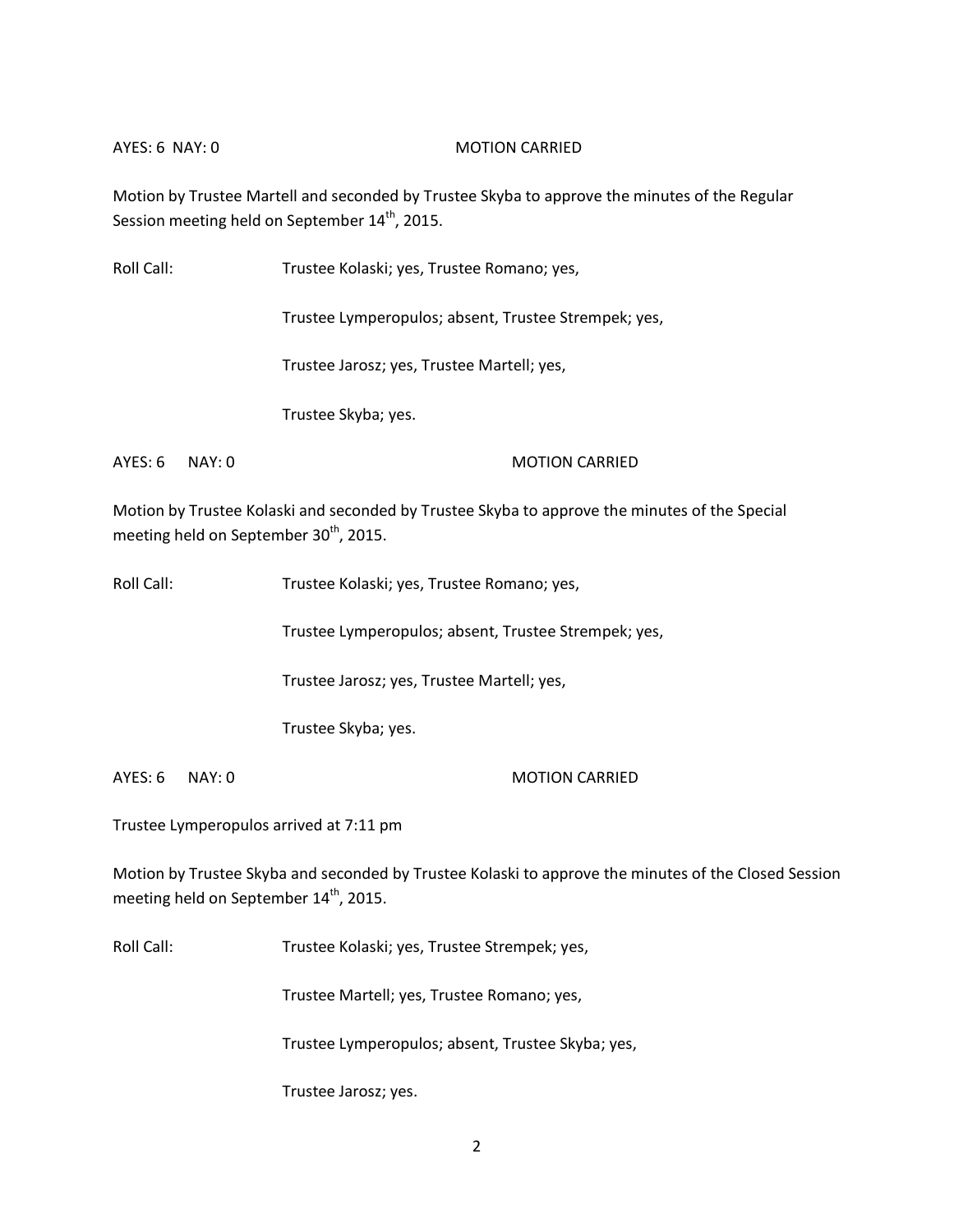AYES: 6 NAY: 0 MOTION CARRIED

Motion by Trustee Martell and seconded by Trustee Skyba to approve the minutes of the Regular Session meeting held on September 14th, 2015.

Roll Call: Trustee Kolaski; yes, Trustee Romano; yes,

Trustee Lymperopulos; absent, Trustee Strempek; yes,

Trustee Jarosz; yes, Trustee Martell; yes,

Trustee Skyba; yes.

AYES: 6 NAY: 0 MOTION CARRIED

Motion by Trustee Kolaski and seconded by Trustee Skyba to approve the minutes of the Special meeting held on September 30th, 2015.

Roll Call: Trustee Kolaski; yes, Trustee Romano; yes,

Trustee Lymperopulos; absent, Trustee Strempek; yes,

Trustee Jarosz; yes, Trustee Martell; yes,

Trustee Skyba; yes.

AYES: 6 NAY: 0 MOTION CARRIED

Trustee Lymperopulos arrived at 7:11 pm

Motion by Trustee Skyba and seconded by Trustee Kolaski to approve the minutes of the Closed Session meeting held on September 14th, 2015.

Roll Call: Trustee Kolaski; yes, Trustee Strempek; yes,

Trustee Martell; yes, Trustee Romano; yes,

Trustee Lymperopulos; absent, Trustee Skyba; yes,

Trustee Jarosz; yes.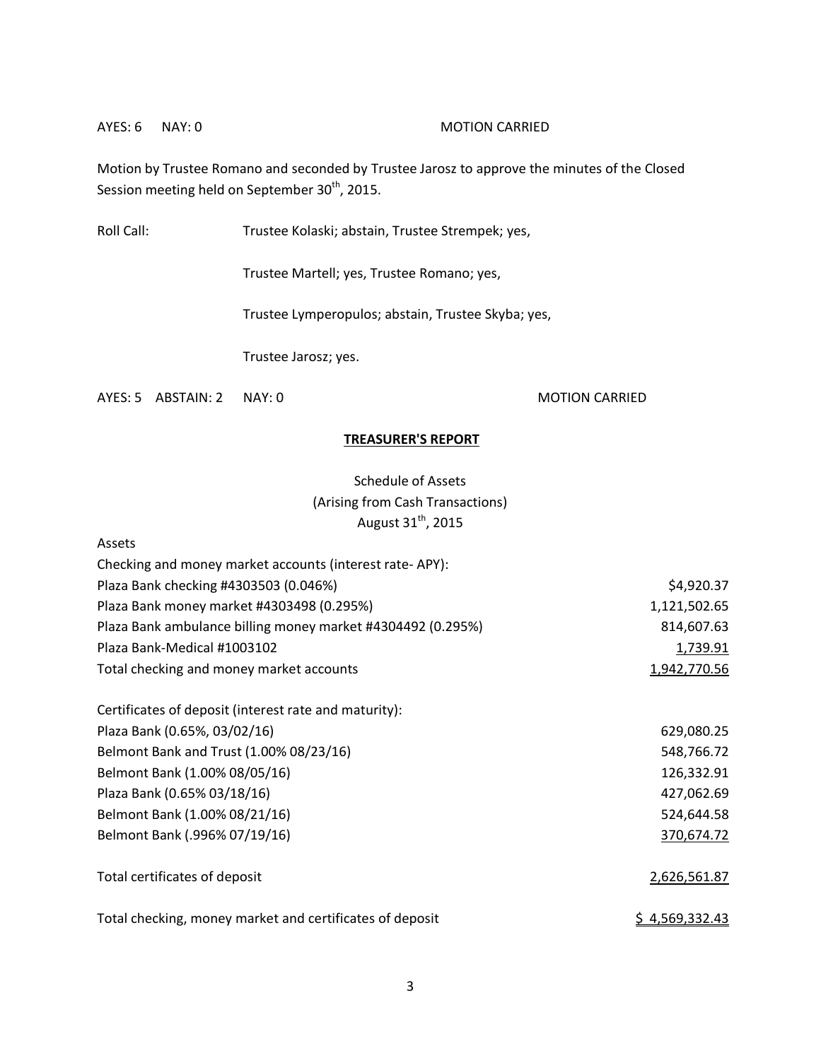AYES: 6 NAY: 0 MOTION CARRIED

Motion by Trustee Romano and seconded by Trustee Jarosz to approve the minutes of the Closed Session meeting held on September 30th, 2015.

Roll Call: Trustee Kolaski; abstain, Trustee Strempek; yes,

Trustee Martell; yes, Trustee Romano; yes,

Trustee Lymperopulos; abstain, Trustee Skyba; yes,

Trustee Jarosz; yes.

AYES: 5 ABSTAIN: 2 NAY: 0 MOTION CARRIED

## TREASURER'S REPORT

Schedule of Assets
(Arising from Cash Transactions)
August 31th, 2015

| Assets | |
|---|---|
| Checking and money market accounts (interest rate- APY): | |
| Plaza Bank checking #4303503 (0.046%) | $4,920.37 |
| Plaza Bank money market #4303498 (0.295%) | 1,121,502.65 |
| Plaza Bank ambulance billing money market #4304492 (0.295%) | 814,607.63 |
| Plaza Bank-Medical #1003102 | 1,739.91 |
| Total checking and money market accounts | 1,942,770.56 |
| | |
| Certificates of deposit (interest rate and maturity): | |
| Plaza Bank (0.65%, 03/02/16) | 629,080.25 |
| Belmont Bank and Trust (1.00% 08/23/16) | 548,766.72 |
| Belmont Bank (1.00% 08/05/16) | 126,332.91 |
| Plaza Bank (0.65% 03/18/16) | 427,062.69 |
| Belmont Bank (1.00% 08/21/16) | 524,644.58 |
| Belmont Bank (.996% 07/19/16) | 370,674.72 |
| | |
| Total certificates of deposit | 2,626,561.87 |
| | |
| Total checking, money market and certificates of deposit | $ 4,569,332.43 |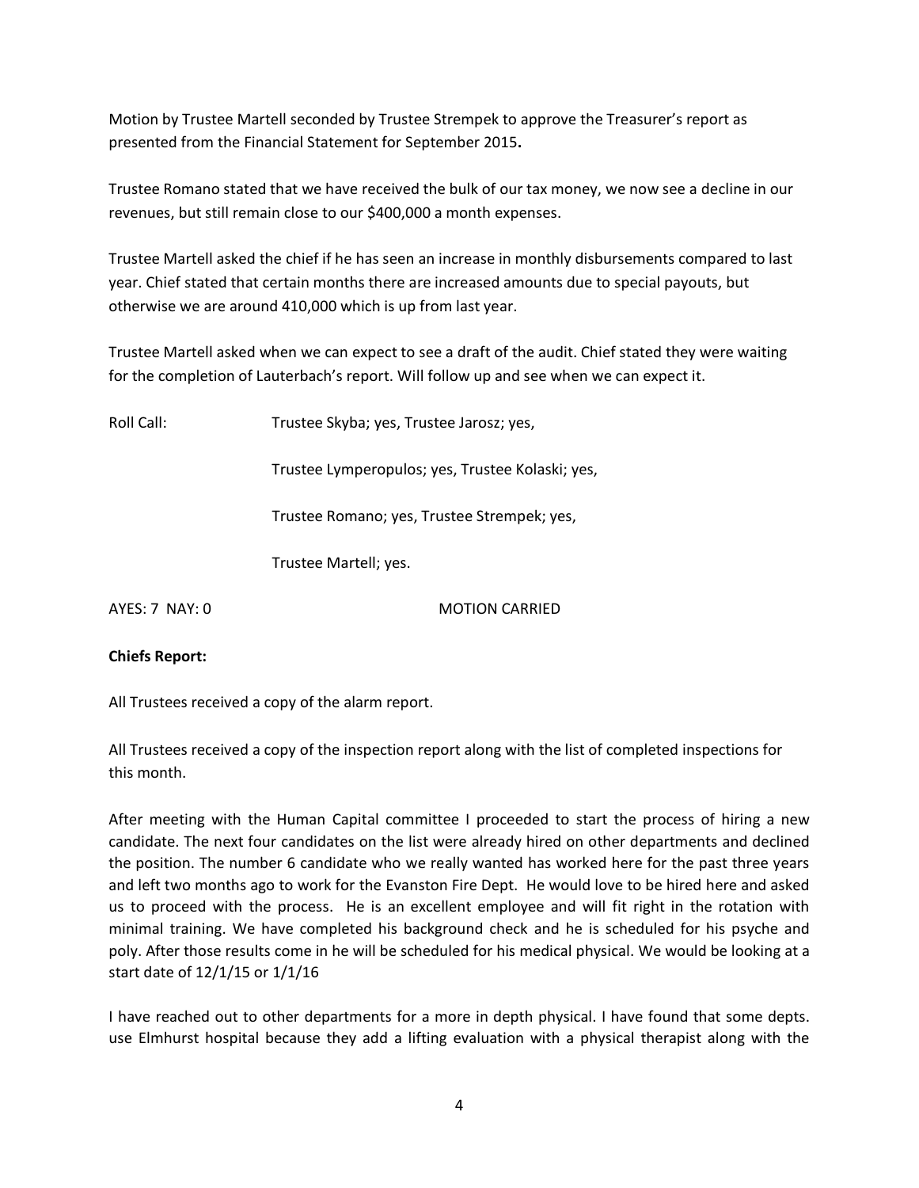Motion by Trustee Martell seconded by Trustee Strempek to approve the Treasurer's report as presented from the Financial Statement for September 2015**.**

Trustee Romano stated that we have received the bulk of our tax money, we now see a decline in our revenues, but still remain close to our $400,000 a month expenses.

Trustee Martell asked the chief if he has seen an increase in monthly disbursements compared to last year. Chief stated that certain months there are increased amounts due to special payouts, but otherwise we are around 410,000 which is up from last year.

Trustee Martell asked when we can expect to see a draft of the audit. Chief stated they were waiting for the completion of Lauterbach's report. Will follow up and see when we can expect it.

Roll Call: Trustee Skyba; yes, Trustee Jarosz; yes,

Trustee Lymperopulos; yes, Trustee Kolaski; yes,

Trustee Romano; yes, Trustee Strempek; yes,

Trustee Martell; yes.

AYES: 7 NAY: 0 MOTION CARRIED

**Chiefs Report:**

All Trustees received a copy of the alarm report.

All Trustees received a copy of the inspection report along with the list of completed inspections for this month.

After meeting with the Human Capital committee I proceeded to start the process of hiring a new candidate. The next four candidates on the list were already hired on other departments and declined the position. The number 6 candidate who we really wanted has worked here for the past three years and left two months ago to work for the Evanston Fire Dept. He would love to be hired here and asked us to proceed with the process. He is an excellent employee and will fit right in the rotation with minimal training. We have completed his background check and he is scheduled for his psyche and poly. After those results come in he will be scheduled for his medical physical. We would be looking at a start date of 12/1/15 or 1/1/16

I have reached out to other departments for a more in depth physical. I have found that some depts. use Elmhurst hospital because they add a lifting evaluation with a physical therapist along with the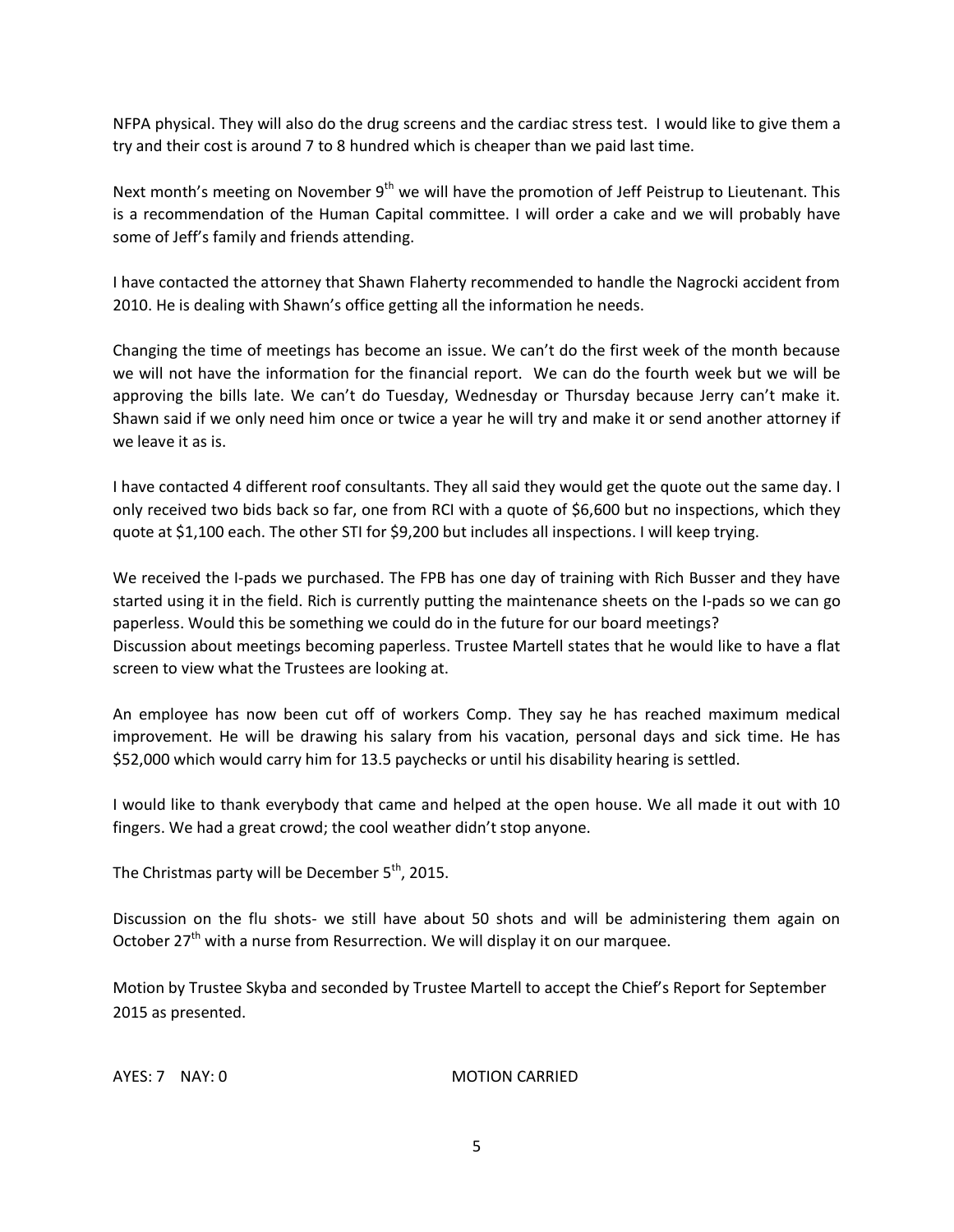NFPA physical. They will also do the drug screens and the cardiac stress test. I would like to give them a try and their cost is around 7 to 8 hundred which is cheaper than we paid last time.

Next month's meeting on November 9th we will have the promotion of Jeff Peistrup to Lieutenant. This is a recommendation of the Human Capital committee. I will order a cake and we will probably have some of Jeff's family and friends attending.

I have contacted the attorney that Shawn Flaherty recommended to handle the Nagrocki accident from 2010. He is dealing with Shawn's office getting all the information he needs.

Changing the time of meetings has become an issue. We can't do the first week of the month because we will not have the information for the financial report. We can do the fourth week but we will be approving the bills late. We can't do Tuesday, Wednesday or Thursday because Jerry can't make it. Shawn said if we only need him once or twice a year he will try and make it or send another attorney if we leave it as is.

I have contacted 4 different roof consultants. They all said they would get the quote out the same day. I only received two bids back so far, one from RCI with a quote of $6,600 but no inspections, which they quote at $1,100 each. The other STI for $9,200 but includes all inspections. I will keep trying.

We received the I-pads we purchased. The FPB has one day of training with Rich Busser and they have started using it in the field. Rich is currently putting the maintenance sheets on the I-pads so we can go paperless. Would this be something we could do in the future for our board meetings?
Discussion about meetings becoming paperless. Trustee Martell states that he would like to have a flat screen to view what the Trustees are looking at.

An employee has now been cut off of workers Comp. They say he has reached maximum medical improvement. He will be drawing his salary from his vacation, personal days and sick time. He has $52,000 which would carry him for 13.5 paychecks or until his disability hearing is settled.

I would like to thank everybody that came and helped at the open house. We all made it out with 10 fingers. We had a great crowd; the cool weather didn't stop anyone.

The Christmas party will be December 5th, 2015.

Discussion on the flu shots- we still have about 50 shots and will be administering them again on October 27th with a nurse from Resurrection. We will display it on our marquee.

Motion by Trustee Skyba and seconded by Trustee Martell to accept the Chief's Report for September 2015 as presented.

AYES: 7 NAY: 0 MOTION CARRIED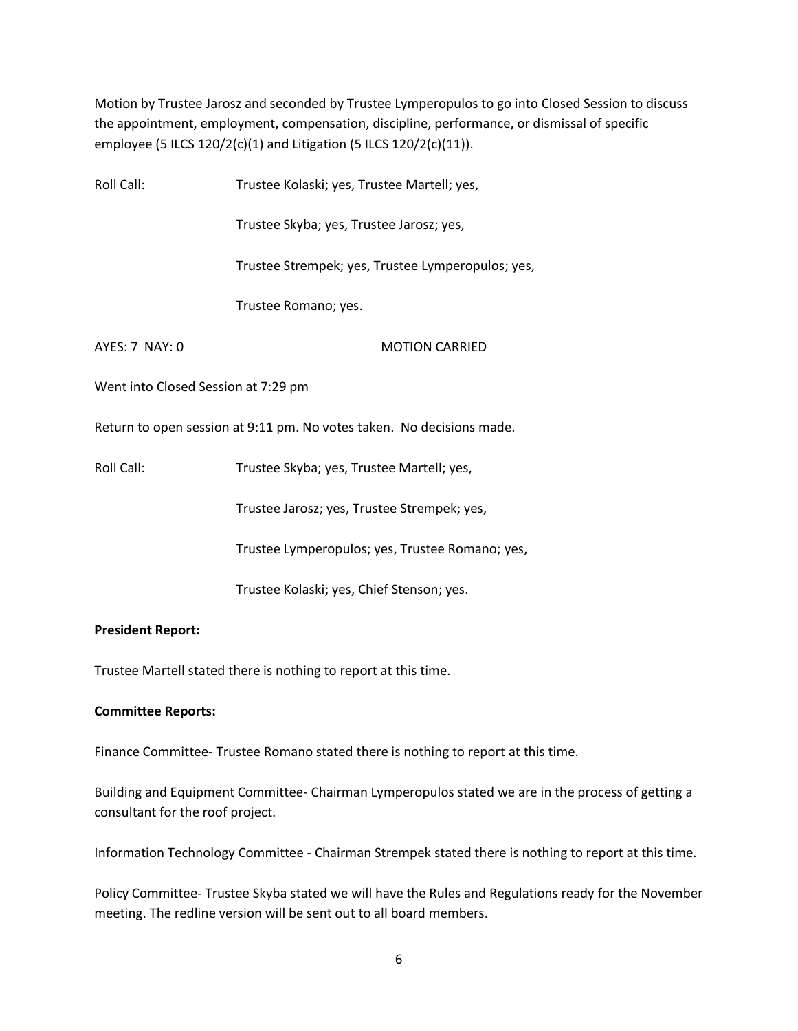Motion by Trustee Jarosz and seconded by Trustee Lymperopulos to go into Closed Session to discuss the appointment, employment, compensation, discipline, performance, or dismissal of specific employee (5 ILCS 120/2(c)(1) and Litigation (5 ILCS 120/2(c)(11)).

Roll Call: Trustee Kolaski; yes, Trustee Martell; yes,

Trustee Skyba; yes, Trustee Jarosz; yes,

Trustee Strempek; yes, Trustee Lymperopulos; yes,

Trustee Romano; yes.

AYES: 7 NAY: 0 MOTION CARRIED

Went into Closed Session at 7:29 pm

Return to open session at 9:11 pm. No votes taken. No decisions made.

Roll Call: Trustee Skyba; yes, Trustee Martell; yes,

Trustee Jarosz; yes, Trustee Strempek; yes,

Trustee Lymperopulos; yes, Trustee Romano; yes,

Trustee Kolaski; yes, Chief Stenson; yes.

**President Report:**

Trustee Martell stated there is nothing to report at this time.

**Committee Reports:**

Finance Committee- Trustee Romano stated there is nothing to report at this time.

Building and Equipment Committee- Chairman Lymperopulos stated we are in the process of getting a consultant for the roof project.

Information Technology Committee - Chairman Strempek stated there is nothing to report at this time.

Policy Committee- Trustee Skyba stated we will have the Rules and Regulations ready for the November meeting. The redline version will be sent out to all board members.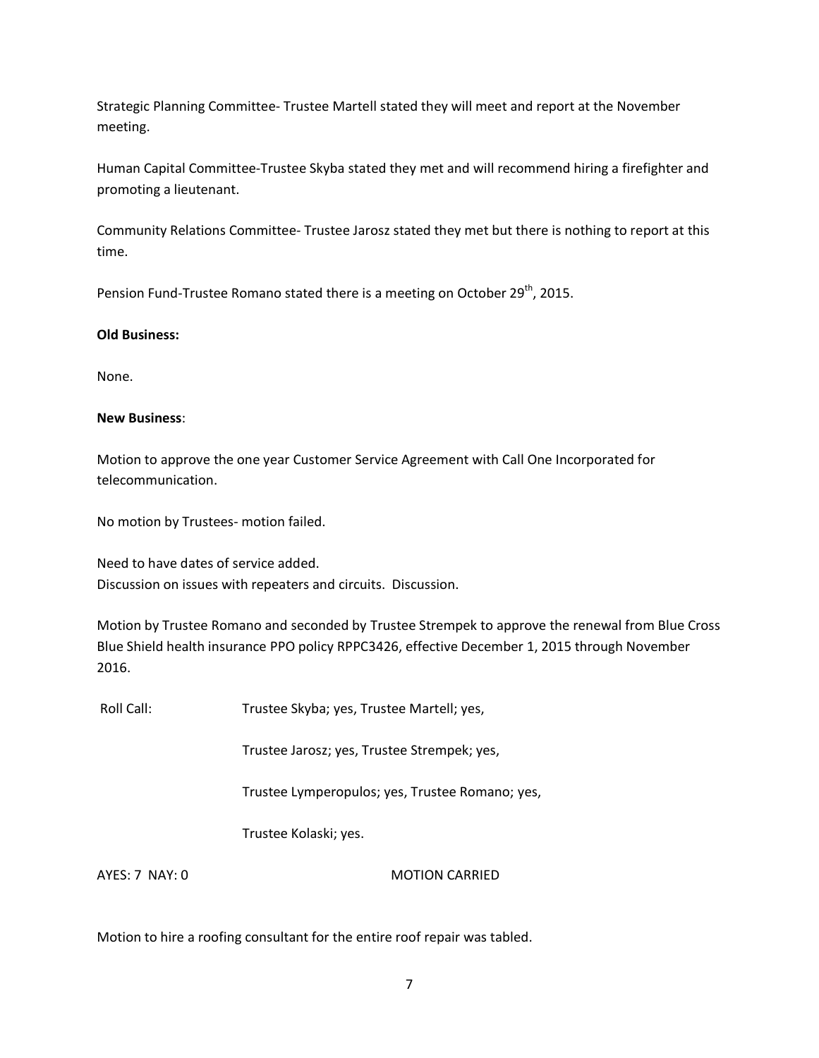Strategic Planning Committee- Trustee Martell stated they will meet and report at the November meeting.

Human Capital Committee-Trustee Skyba stated they met and will recommend hiring a firefighter and promoting a lieutenant.

Community Relations Committee- Trustee Jarosz stated they met but there is nothing to report at this time.

Pension Fund-Trustee Romano stated there is a meeting on October 29th, 2015.

**Old Business:**

None.

**New Business**:

Motion to approve the one year Customer Service Agreement with Call One Incorporated for telecommunication.

No motion by Trustees- motion failed.

Need to have dates of service added.
Discussion on issues with repeaters and circuits. Discussion.

Motion by Trustee Romano and seconded by Trustee Strempek to approve the renewal from Blue Cross Blue Shield health insurance PPO policy RPPC3426, effective December 1, 2015 through November 2016.

Roll Call: Trustee Skyba; yes, Trustee Martell; yes,

Trustee Jarosz; yes, Trustee Strempek; yes,

Trustee Lymperopulos; yes, Trustee Romano; yes,

Trustee Kolaski; yes.

AYES: 7 NAY: 0 MOTION CARRIED

Motion to hire a roofing consultant for the entire roof repair was tabled.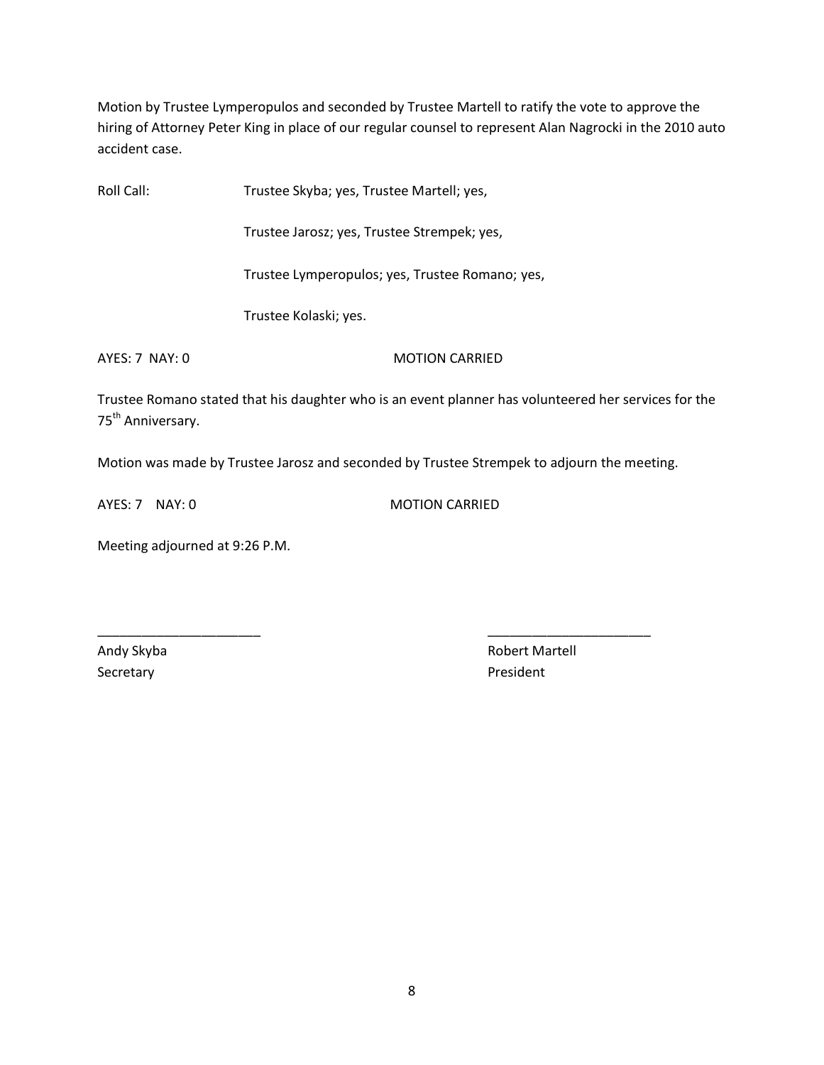Motion by Trustee Lymperopulos and seconded by Trustee Martell to ratify the vote to approve the hiring of Attorney Peter King in place of our regular counsel to represent Alan Nagrocki in the 2010 auto accident case.

Roll Call: Trustee Skyba; yes, Trustee Martell; yes,

Trustee Jarosz; yes, Trustee Strempek; yes,

Trustee Lymperopulos; yes, Trustee Romano; yes,

Trustee Kolaski; yes.

AYES: 7 NAY: 0 MOTION CARRIED

Trustee Romano stated that his daughter who is an event planner has volunteered her services for the 75th Anniversary.

Motion was made by Trustee Jarosz and seconded by Trustee Strempek to adjourn the meeting.

AYES: 7 NAY: 0 MOTION CARRIED

Meeting adjourned at 9:26 P.M.

\_\_\_\_\_\_\_\_\_\_\_\_\_\_\_\_\_\_\_\_\_\_ \_\_\_\_\_\_\_\_\_\_\_\_\_\_\_\_\_\_\_\_\_\_

Andy Skyba
Secretary

Robert Martell
President